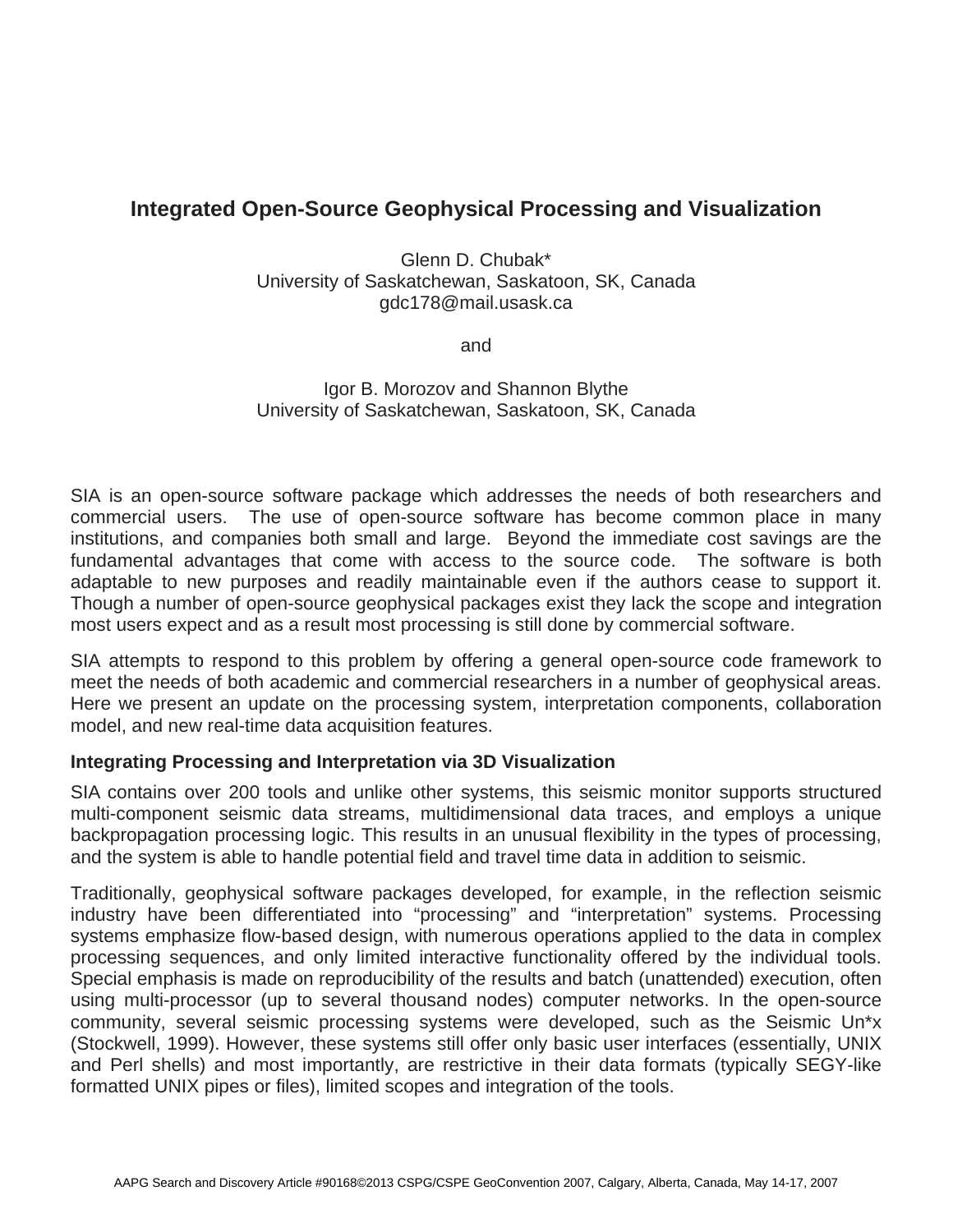# Integrated Open-Source Geophysical Processing and Visualization

Glenn D. Chubak*
University of Saskatchewan, Saskatoon, SK, Canada
gdc178@mail.usask.ca

and

Igor B. Morozov and Shannon Blythe
University of Saskatchewan, Saskatoon, SK, Canada

SIA is an open-source software package which addresses the needs of both researchers and commercial users. The use of open-source software has become common place in many institutions, and companies both small and large. Beyond the immediate cost savings are the fundamental advantages that come with access to the source code. The software is both adaptable to new purposes and readily maintainable even if the authors cease to support it. Though a number of open-source geophysical packages exist they lack the scope and integration most users expect and as a result most processing is still done by commercial software.

SIA attempts to respond to this problem by offering a general open-source code framework to meet the needs of both academic and commercial researchers in a number of geophysical areas. Here we present an update on the processing system, interpretation components, collaboration model, and new real-time data acquisition features.

## Integrating Processing and Interpretation via 3D Visualization

SIA contains over 200 tools and unlike other systems, this seismic monitor supports structured multi-component seismic data streams, multidimensional data traces, and employs a unique backpropagation processing logic. This results in an unusual flexibility in the types of processing, and the system is able to handle potential field and travel time data in addition to seismic.

Traditionally, geophysical software packages developed, for example, in the reflection seismic industry have been differentiated into "processing" and "interpretation" systems. Processing systems emphasize flow-based design, with numerous operations applied to the data in complex processing sequences, and only limited interactive functionality offered by the individual tools. Special emphasis is made on reproducibility of the results and batch (unattended) execution, often using multi-processor (up to several thousand nodes) computer networks. In the open-source community, several seismic processing systems were developed, such as the Seismic Un*x (Stockwell, 1999). However, these systems still offer only basic user interfaces (essentially, UNIX and Perl shells) and most importantly, are restrictive in their data formats (typically SEGY-like formatted UNIX pipes or files), limited scopes and integration of the tools.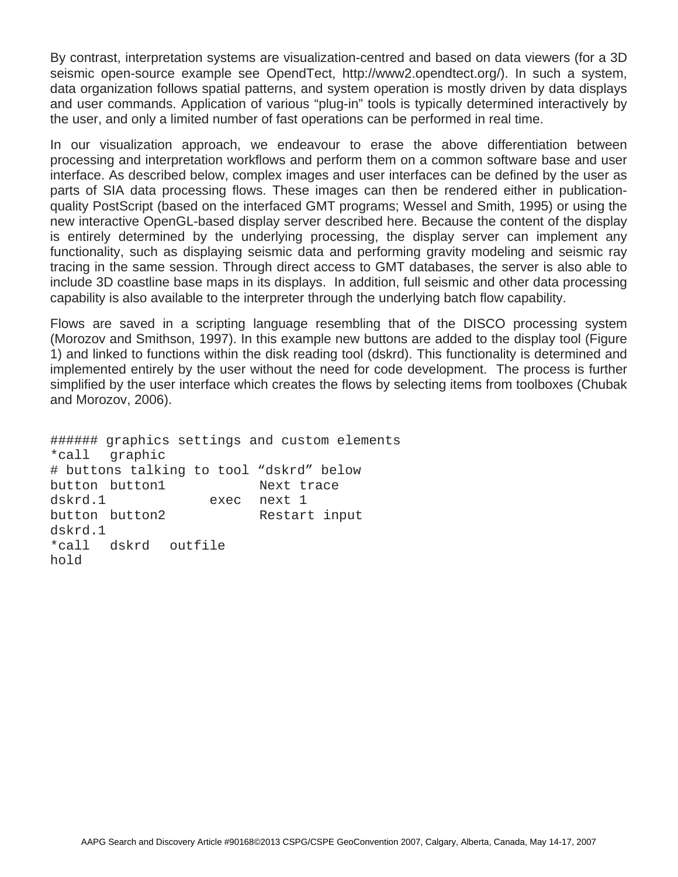By contrast, interpretation systems are visualization-centred and based on data viewers (for a 3D seismic open-source example see OpendTect, http://www2.opendtect.org/). In such a system, data organization follows spatial patterns, and system operation is mostly driven by data displays and user commands. Application of various “plug-in” tools is typically determined interactively by the user, and only a limited number of fast operations can be performed in real time.

In our visualization approach, we endeavour to erase the above differentiation between processing and interpretation workflows and perform them on a common software base and user interface. As described below, complex images and user interfaces can be defined by the user as parts of SIA data processing flows. These images can then be rendered either in publication-quality PostScript (based on the interfaced GMT programs; Wessel and Smith, 1995) or using the new interactive OpenGL-based display server described here. Because the content of the display is entirely determined by the underlying processing, the display server can implement any functionality, such as displaying seismic data and performing gravity modeling and seismic ray tracing in the same session. Through direct access to GMT databases, the server is also able to include 3D coastline base maps in its displays. In addition, full seismic and other data processing capability is also available to the interpreter through the underlying batch flow capability.

Flows are saved in a scripting language resembling that of the DISCO processing system (Morozov and Smithson, 1997). In this example new buttons are added to the display tool (Figure 1) and linked to functions within the disk reading tool (dskrd). This functionality is determined and implemented entirely by the user without the need for code development. The process is further simplified by the user interface which creates the flows by selecting items from toolboxes (Chubak and Morozov, 2006).

```
###### graphics settings and custom elements
*call   graphic
# buttons talking to tool “dskrd” below
button  button1            Next trace
dskrd.1             exec   next 1
button  button2            Restart input
dskrd.1
*call   dskrd   outfile
hold
```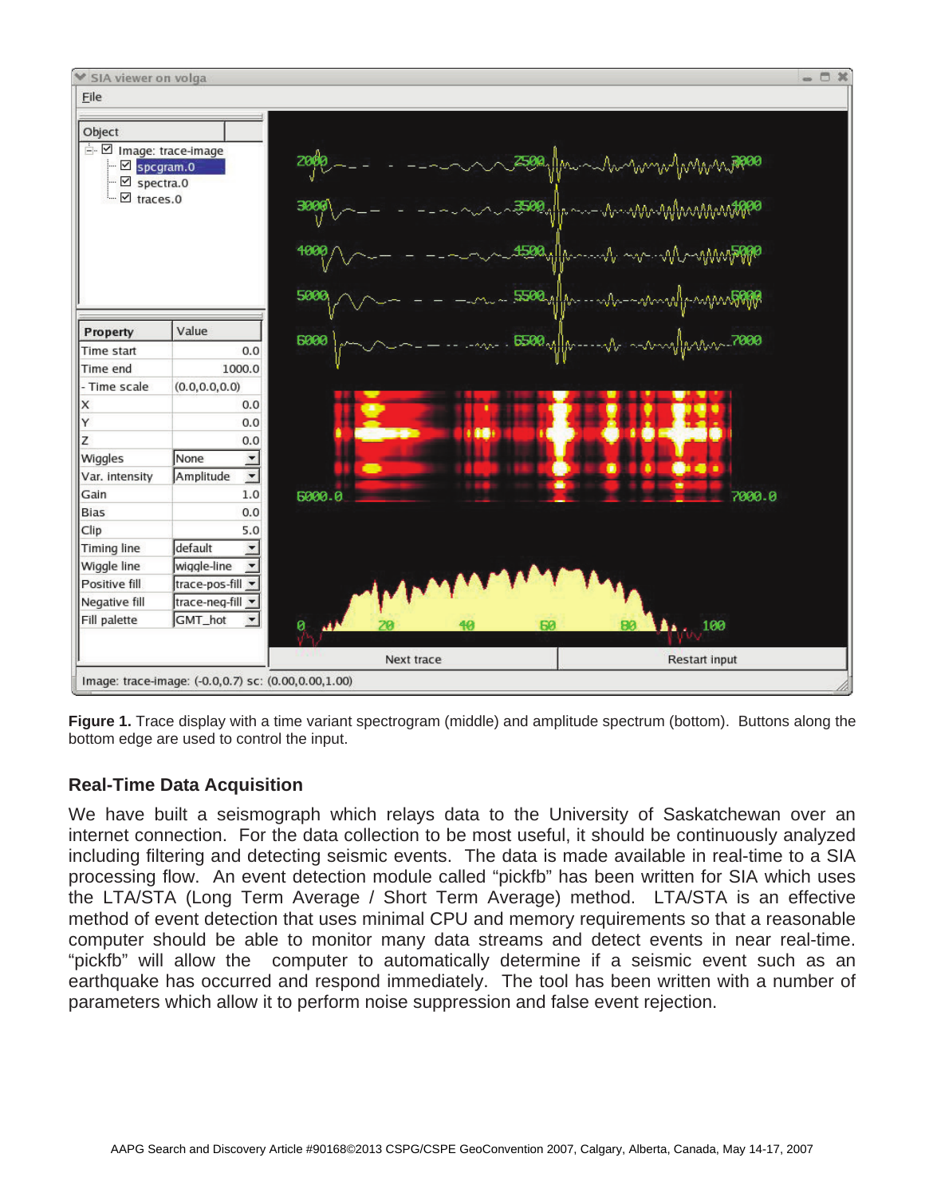**Figure 1.** Trace display with a time variant spectrogram (middle) and amplitude spectrum (bottom). Buttons along the bottom edge are used to control the input.

## Real-Time Data Acquisition

We have built a seismograph which relays data to the University of Saskatchewan over an internet connection. For the data collection to be most useful, it should be continuously analyzed including filtering and detecting seismic events. The data is made available in real-time to a SIA processing flow. An event detection module called "pickfb" has been written for SIA which uses the LTA/STA (Long Term Average / Short Term Average) method. LTA/STA is an effective method of event detection that uses minimal CPU and memory requirements so that a reasonable computer should be able to monitor many data streams and detect events in near real-time. "pickfb" will allow the computer to automatically determine if a seismic event such as an earthquake has occurred and respond immediately. The tool has been written with a number of parameters which allow it to perform noise suppression and false event rejection.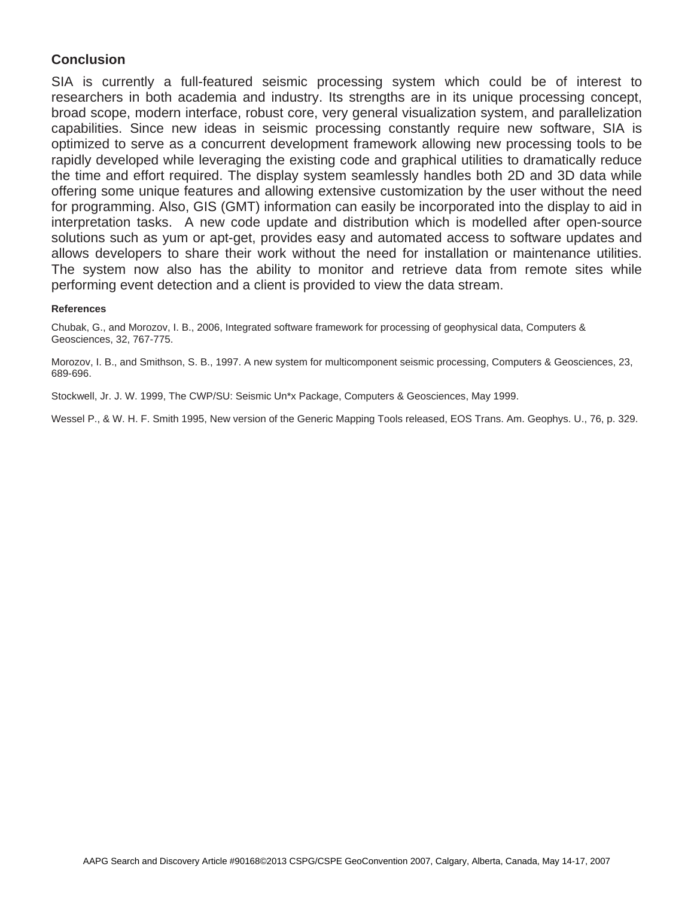## Conclusion

SIA is currently a full-featured seismic processing system which could be of interest to researchers in both academia and industry. Its strengths are in its unique processing concept, broad scope, modern interface, robust core, very general visualization system, and parallelization capabilities. Since new ideas in seismic processing constantly require new software, SIA is optimized to serve as a concurrent development framework allowing new processing tools to be rapidly developed while leveraging the existing code and graphical utilities to dramatically reduce the time and effort required. The display system seamlessly handles both 2D and 3D data while offering some unique features and allowing extensive customization by the user without the need for programming. Also, GIS (GMT) information can easily be incorporated into the display to aid in interpretation tasks. A new code update and distribution which is modelled after open-source solutions such as yum or apt-get, provides easy and automated access to software updates and allows developers to share their work without the need for installation or maintenance utilities. The system now also has the ability to monitor and retrieve data from remote sites while performing event detection and a client is provided to view the data stream.

#### References

Chubak, G., and Morozov, I. B., 2006, Integrated software framework for processing of geophysical data, Computers & Geosciences, 32, 767-775.

Morozov, I. B., and Smithson, S. B., 1997. A new system for multicomponent seismic processing, Computers & Geosciences, 23, 689-696.

Stockwell, Jr. J. W. 1999, The CWP/SU: Seismic Un*x Package, Computers & Geosciences, May 1999.

Wessel P., & W. H. F. Smith 1995, New version of the Generic Mapping Tools released, EOS Trans. Am. Geophys. U., 76, p. 329.